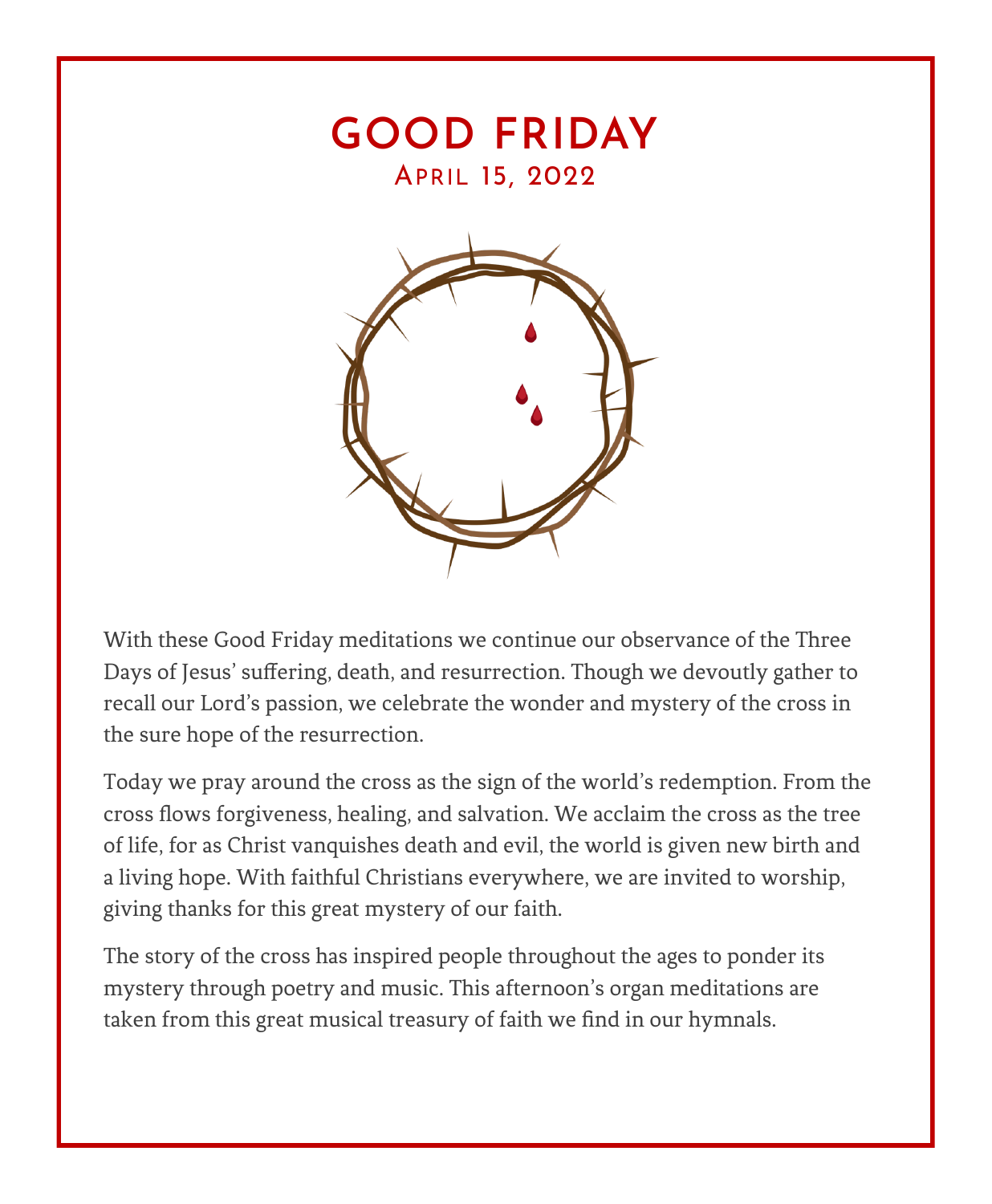# GOOD FRIDAY

## April 15, 2022

With these Good Friday meditations we continue our observance of the Three Days of Jesus' suffering, death, and resurrection. Though we devoutly gather to recall our Lord's passion, we celebrate the wonder and mystery of the cross in the sure hope of the resurrection.

Today we pray around the cross as the sign of the world's redemption. From the cross flows forgiveness, healing, and salvation. We acclaim the cross as the tree of life, for as Christ vanquishes death and evil, the world is given new birth and a living hope. With faithful Christians everywhere, we are invited to worship, giving thanks for this great mystery of our faith.

The story of the cross has inspired people throughout the ages to ponder its mystery through poetry and music. This afternoon's organ meditations are taken from this great musical treasury of faith we find in our hymnals.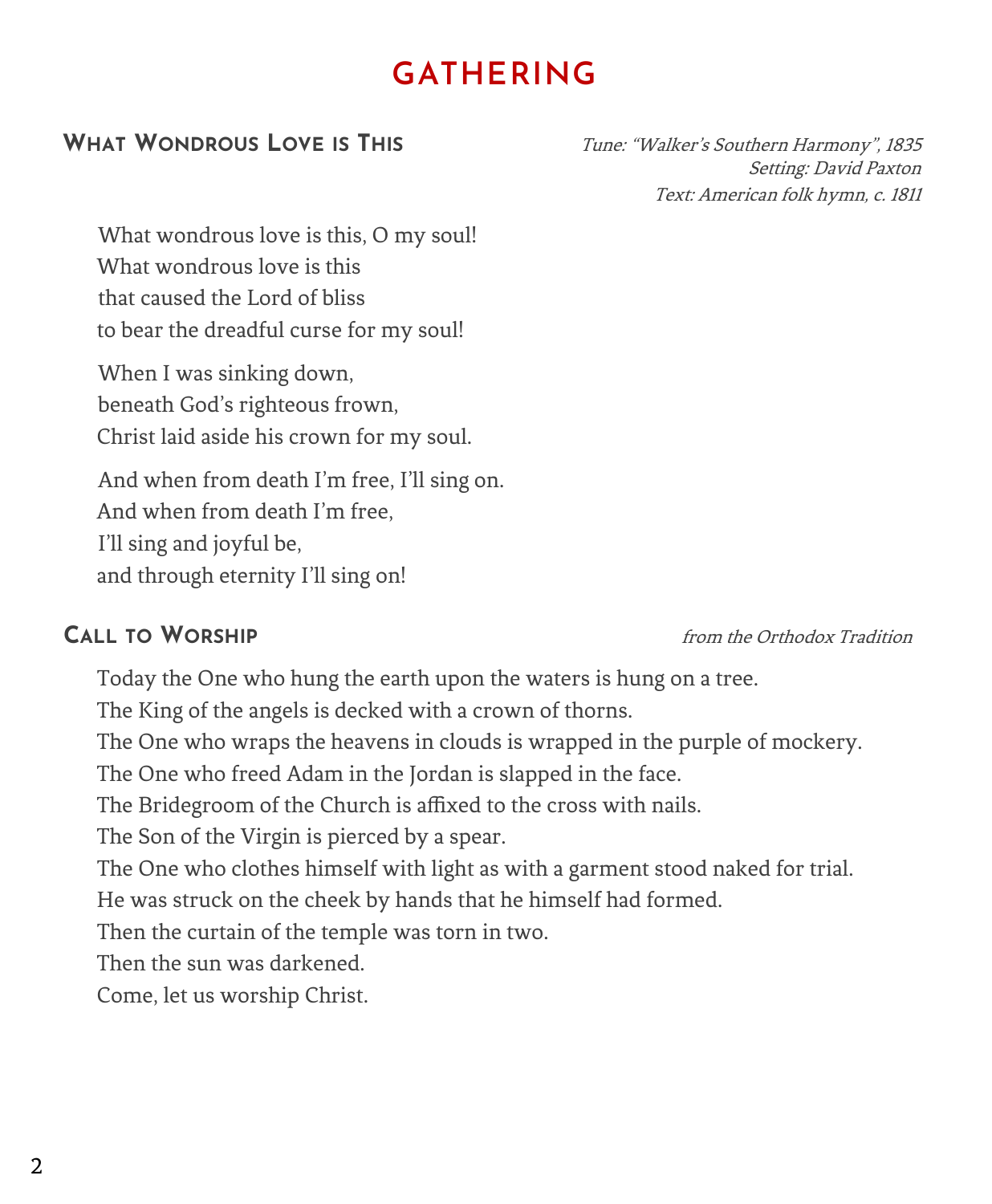# GATHERING

## What Wondrous Love is This

*Tune: "Walker's Southern Harmony", 1835*
*Setting: David Paxton*
*Text: American folk hymn, c. 1811*

What wondrous love is this, O my soul!
What wondrous love is this
that caused the Lord of bliss
to bear the dreadful curse for my soul!

When I was sinking down,
beneath God's righteous frown,
Christ laid aside his crown for my soul.

And when from death I'm free, I'll sing on.
And when from death I'm free,
I'll sing and joyful be,
and through eternity I'll sing on!

## Call to Worship

*from the Orthodox Tradition*

Today the One who hung the earth upon the waters is hung on a tree.
The King of the angels is decked with a crown of thorns.
The One who wraps the heavens in clouds is wrapped in the purple of mockery.
The One who freed Adam in the Jordan is slapped in the face.
The Bridegroom of the Church is affixed to the cross with nails.
The Son of the Virgin is pierced by a spear.
The One who clothes himself with light as with a garment stood naked for trial.
He was struck on the cheek by hands that he himself had formed.
Then the curtain of the temple was torn in two.
Then the sun was darkened.
Come, let us worship Christ.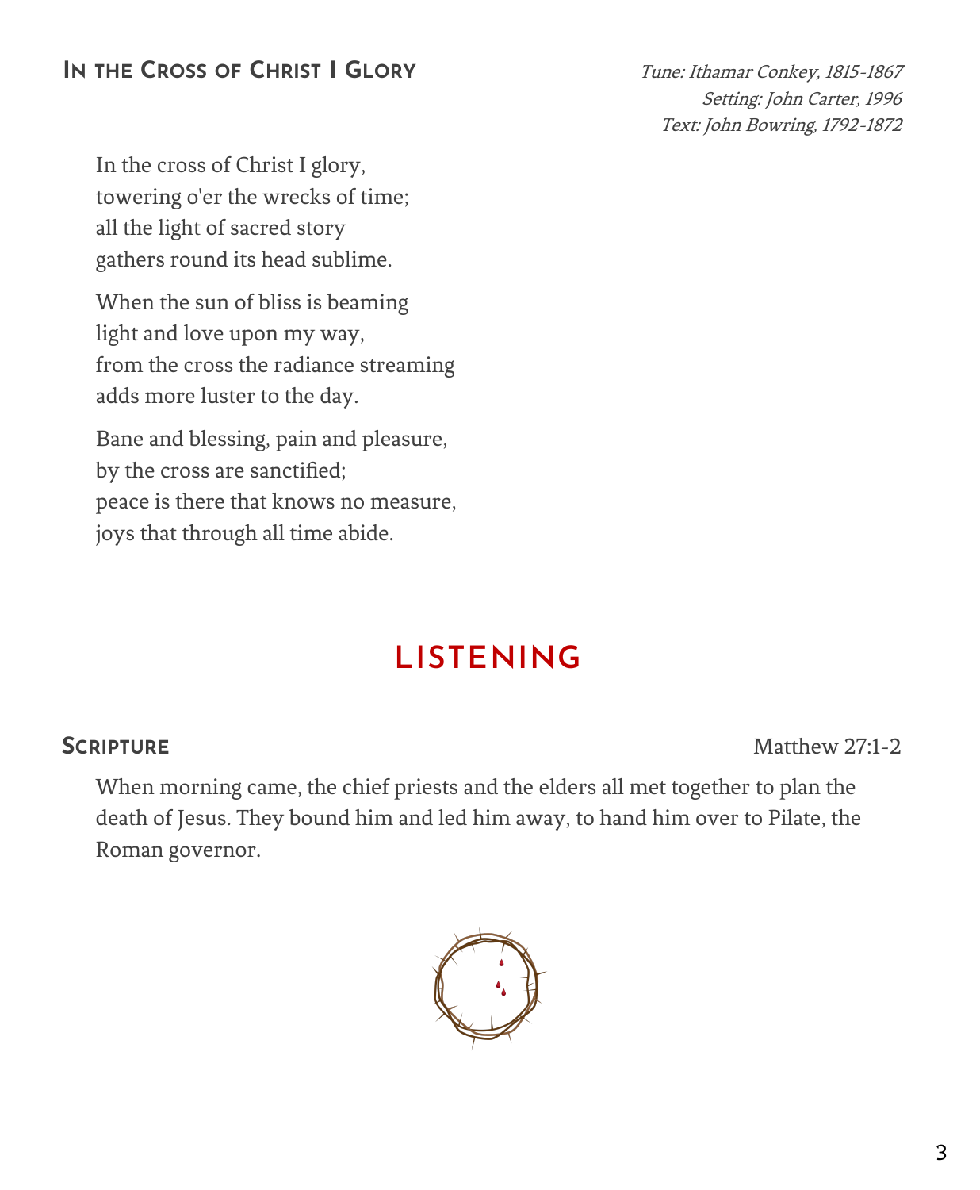### In the Cross of Christ I Glory

*Tune: Ithamar Conkey, 1815-1867*
*Setting: John Carter, 1996*
*Text: John Bowring, 1792-1872*

In the cross of Christ I glory,
towering o'er the wrecks of time;
all the light of sacred story
gathers round its head sublime.

When the sun of bliss is beaming
light and love upon my way,
from the cross the radiance streaming
adds more luster to the day.

Bane and blessing, pain and pleasure,
by the cross are sanctified;
peace is there that knows no measure,
joys that through all time abide.

## LISTENING

### Scripture

Matthew 27:1-2

When morning came, the chief priests and the elders all met together to plan the death of Jesus. They bound him and led him away, to hand him over to Pilate, the Roman governor.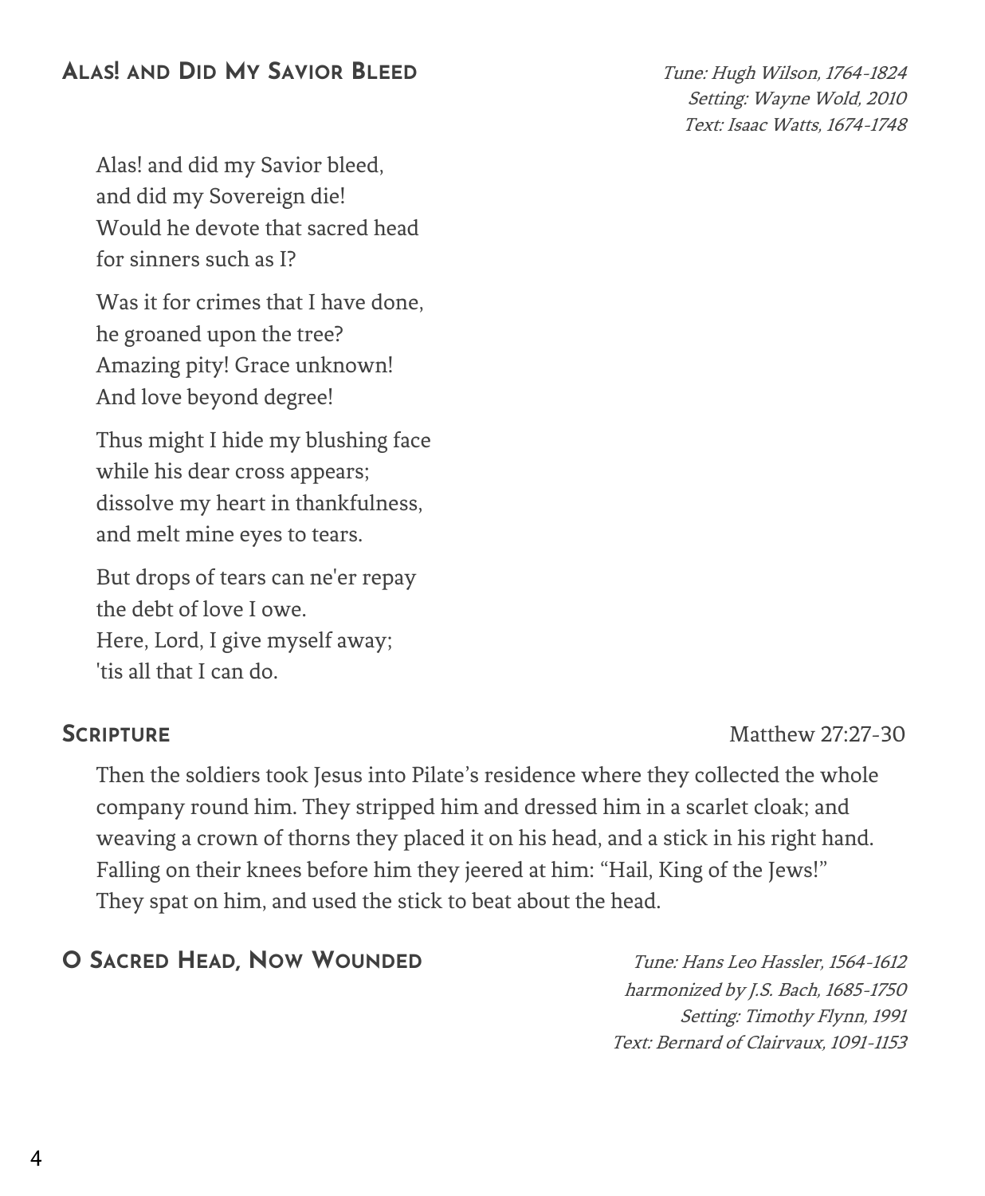## Alas! and Did My Savior Bleed

*Tune: Hugh Wilson, 1764-1824*
*Setting: Wayne Wold, 2010*
*Text: Isaac Watts, 1674-1748*

Alas! and did my Savior bleed,
and did my Sovereign die!
Would he devote that sacred head
for sinners such as I?

Was it for crimes that I have done,
he groaned upon the tree?
Amazing pity! Grace unknown!
And love beyond degree!

Thus might I hide my blushing face
while his dear cross appears;
dissolve my heart in thankfulness,
and melt mine eyes to tears.

But drops of tears can ne'er repay
the debt of love I owe.
Here, Lord, I give myself away;
'tis all that I can do.

## Scripture

Matthew 27:27-30

Then the soldiers took Jesus into Pilate's residence where they collected the whole company round him. They stripped him and dressed him in a scarlet cloak; and weaving a crown of thorns they placed it on his head, and a stick in his right hand. Falling on their knees before him they jeered at him: "Hail, King of the Jews!" They spat on him, and used the stick to beat about the head.

## O Sacred Head, Now Wounded

*Tune: Hans Leo Hassler, 1564-1612*
*harmonized by J.S. Bach, 1685-1750*
*Setting: Timothy Flynn, 1991*
*Text: Bernard of Clairvaux, 1091-1153*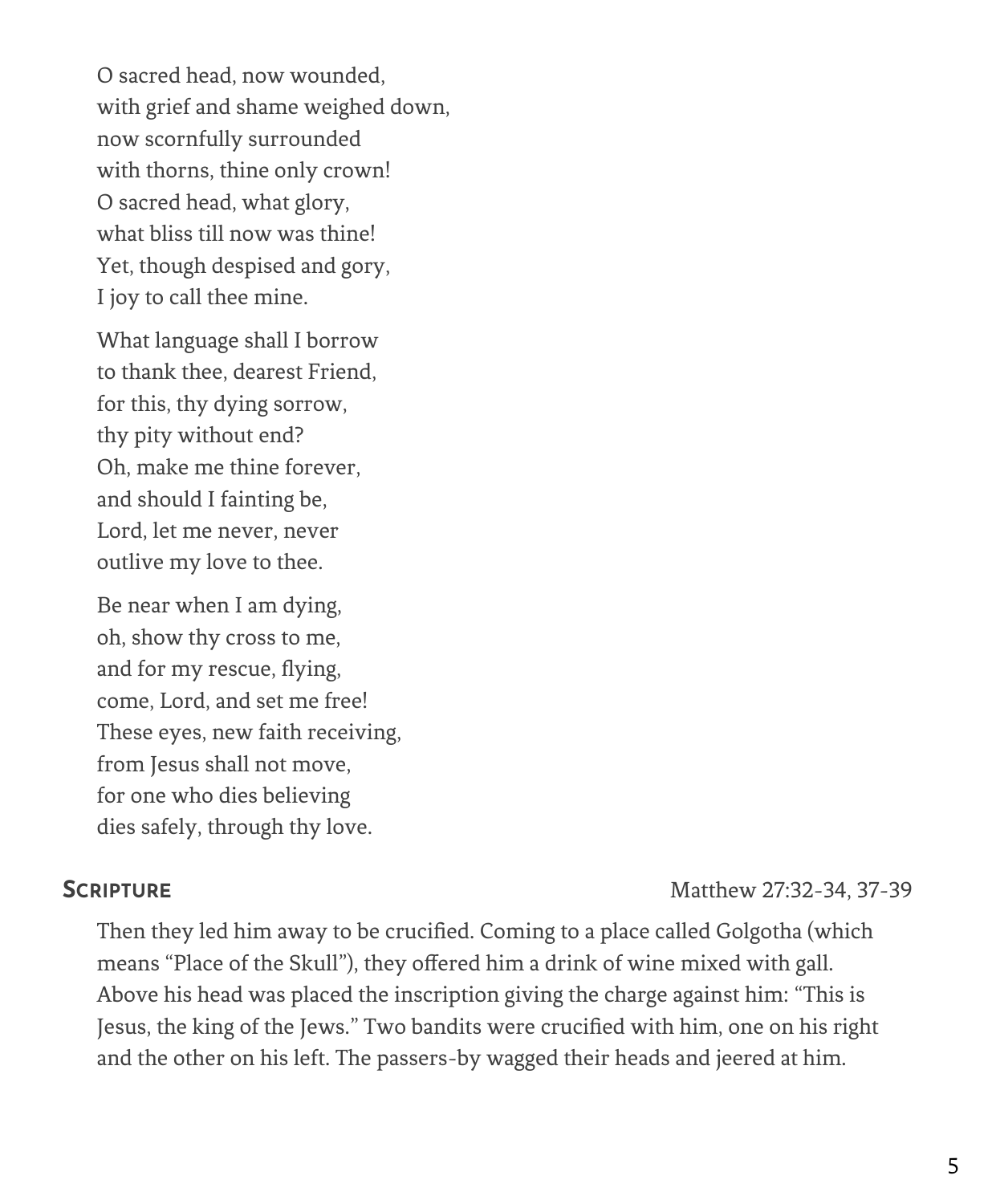O sacred head, now wounded,
with grief and shame weighed down,
now scornfully surrounded
with thorns, thine only crown!
O sacred head, what glory,
what bliss till now was thine!
Yet, though despised and gory,
I joy to call thee mine.

What language shall I borrow
to thank thee, dearest Friend,
for this, thy dying sorrow,
thy pity without end?
Oh, make me thine forever,
and should I fainting be,
Lord, let me never, never
outlive my love to thee.

Be near when I am dying,
oh, show thy cross to me,
and for my rescue, flying,
come, Lord, and set me free!
These eyes, new faith receiving,
from Jesus shall not move,
for one who dies believing
dies safely, through thy love.

## Scripture

Matthew 27:32-34, 37-39

Then they led him away to be crucified. Coming to a place called Golgotha (which means "Place of the Skull"), they offered him a drink of wine mixed with gall. Above his head was placed the inscription giving the charge against him: "This is Jesus, the king of the Jews." Two bandits were crucified with him, one on his right and the other on his left. The passers-by wagged their heads and jeered at him.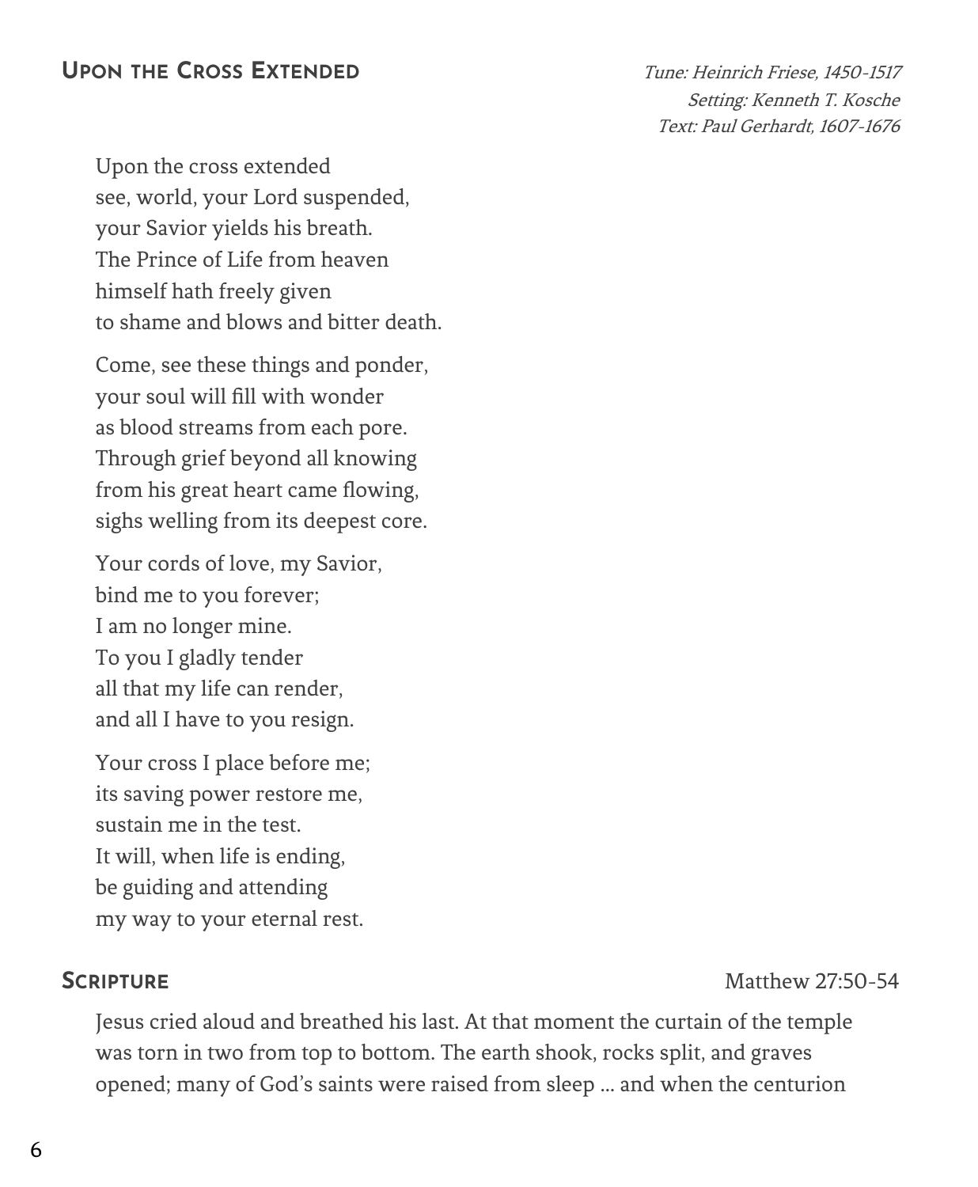## Upon the Cross Extended

*Tune: Heinrich Friese, 1450-1517*
*Setting: Kenneth T. Kosche*
*Text: Paul Gerhardt, 1607-1676*

Upon the cross extended
see, world, your Lord suspended,
your Savior yields his breath.
The Prince of Life from heaven
himself hath freely given
to shame and blows and bitter death.

Come, see these things and ponder,
your soul will fill with wonder
as blood streams from each pore.
Through grief beyond all knowing
from his great heart came flowing,
sighs welling from its deepest core.

Your cords of love, my Savior,
bind me to you forever;
I am no longer mine.
To you I gladly tender
all that my life can render,
and all I have to you resign.

Your cross I place before me;
its saving power restore me,
sustain me in the test.
It will, when life is ending,
be guiding and attending
my way to your eternal rest.

## Scripture

Matthew 27:50-54

Jesus cried aloud and breathed his last. At that moment the curtain of the temple was torn in two from top to bottom. The earth shook, rocks split, and graves opened; many of God's saints were raised from sleep ... and when the centurion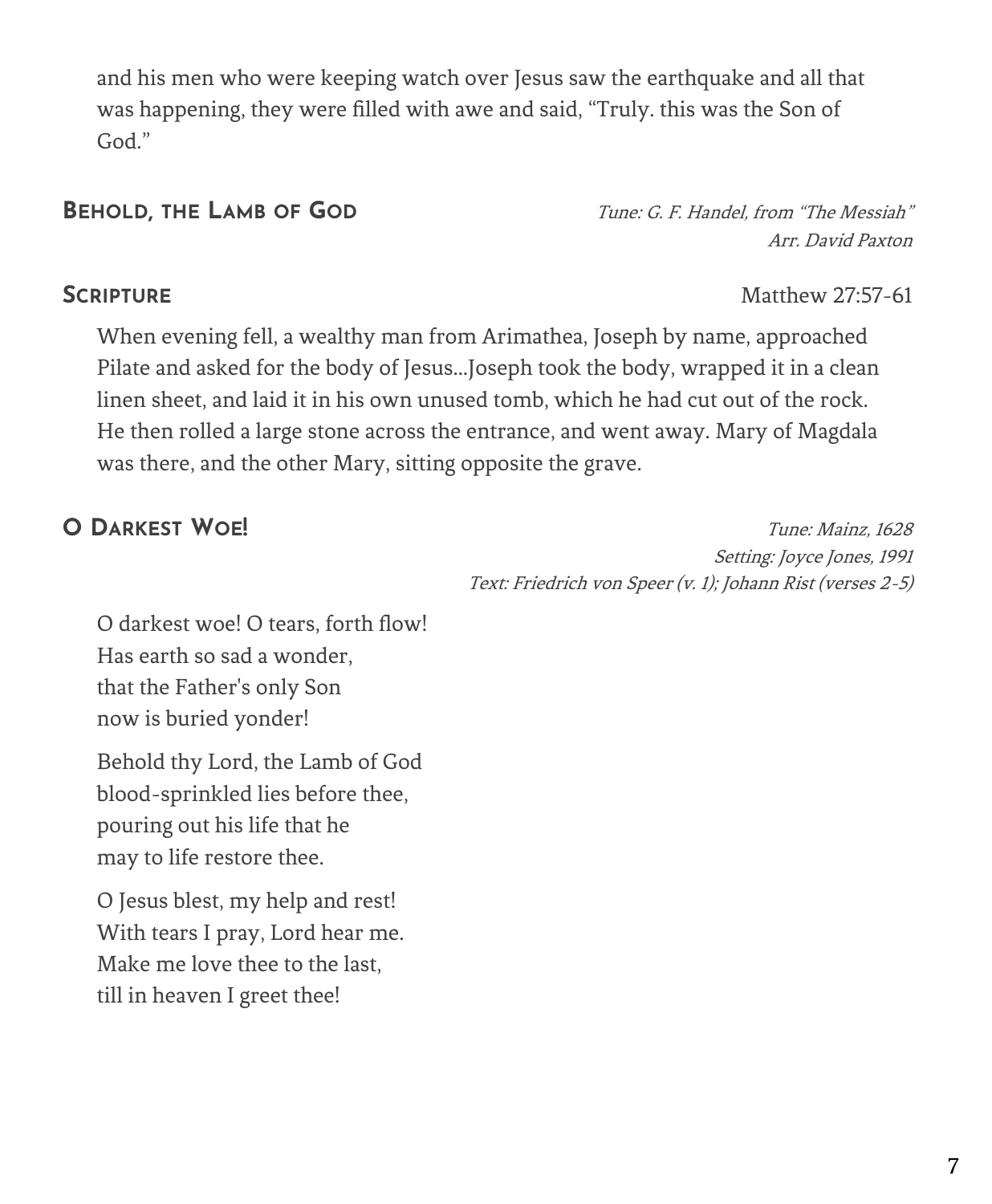and his men who were keeping watch over Jesus saw the earthquake and all that was happening, they were filled with awe and said, “Truly. this was the Son of God.”

## Behold, the Lamb of God

*Tune: G. F. Handel, from “The Messiah”*
*Arr. David Paxton*

## Scripture

Matthew 27:57-61

When evening fell, a wealthy man from Arimathea, Joseph by name, approached Pilate and asked for the body of Jesus...Joseph took the body, wrapped it in a clean linen sheet, and laid it in his own unused tomb, which he had cut out of the rock. He then rolled a large stone across the entrance, and went away. Mary of Magdala was there, and the other Mary, sitting opposite the grave.

## O Darkest Woe!

*Tune: Mainz, 1628*
*Setting: Joyce Jones, 1991*
*Text: Friedrich von Speer (v. 1); Johann Rist (verses 2-5)*

O darkest woe! O tears, forth flow!
Has earth so sad a wonder,
that the Father's only Son
now is buried yonder!

Behold thy Lord, the Lamb of God
blood-sprinkled lies before thee,
pouring out his life that he
may to life restore thee.

O Jesus blest, my help and rest!
With tears I pray, Lord hear me.
Make me love thee to the last,
till in heaven I greet thee!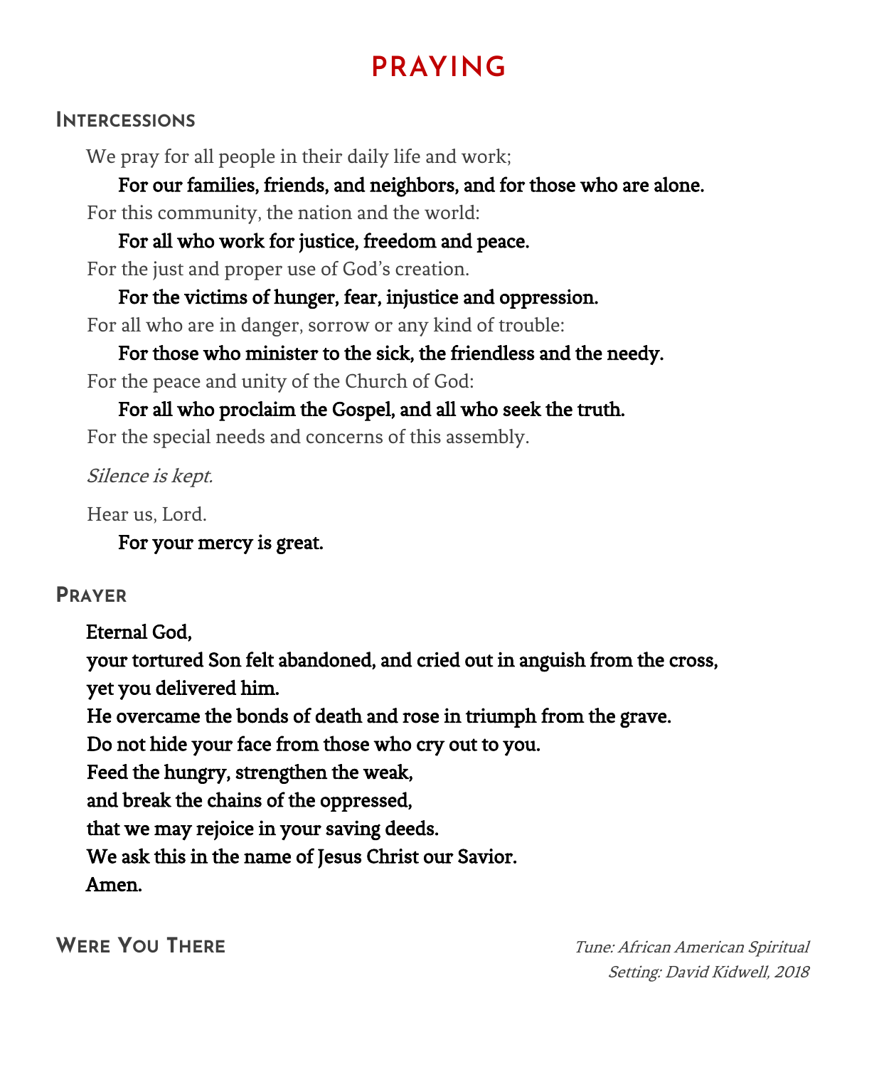# PRAYING

## Intercessions

We pray for all people in their daily life and work;

**For our families, friends, and neighbors, and for those who are alone.**

For this community, the nation and the world:

**For all who work for justice, freedom and peace.**

For the just and proper use of God's creation.

**For the victims of hunger, fear, injustice and oppression.**

For all who are in danger, sorrow or any kind of trouble:

**For those who minister to the sick, the friendless and the needy.**

For the peace and unity of the Church of God:

**For all who proclaim the Gospel, and all who seek the truth.**

For the special needs and concerns of this assembly.

*Silence is kept.*

Hear us, Lord.

**For your mercy is great.**

## Prayer

**Eternal God,**
**your tortured Son felt abandoned, and cried out in anguish from the cross,**
**yet you delivered him.**
**He overcame the bonds of death and rose in triumph from the grave.**
**Do not hide your face from those who cry out to you.**
**Feed the hungry, strengthen the weak,**
**and break the chains of the oppressed,**
**that we may rejoice in your saving deeds.**
**We ask this in the name of Jesus Christ our Savior.**
**Amen.**

## Were You There

*Tune: African American Spiritual*
*Setting: David Kidwell, 2018*